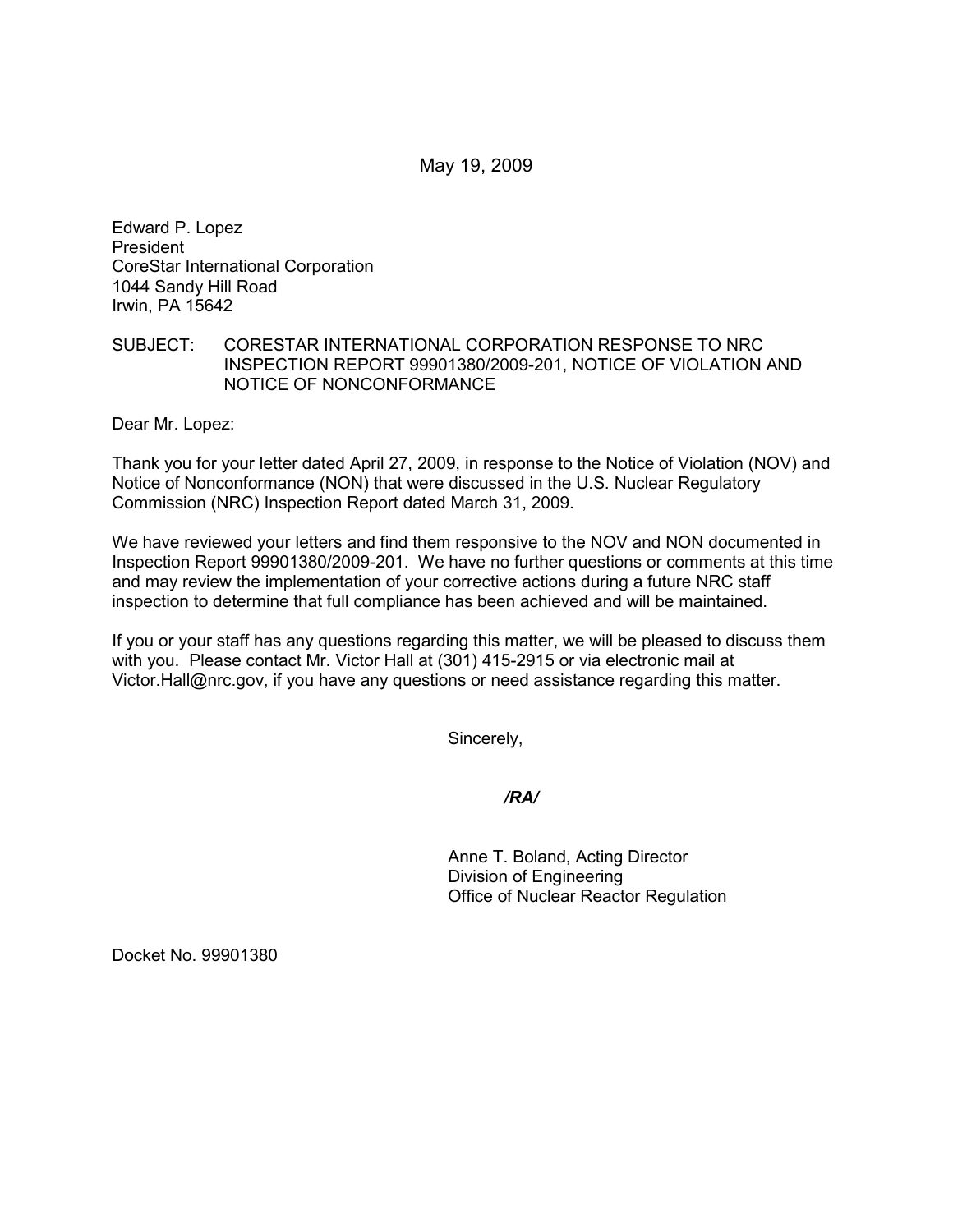May 19, 2009

Edward P. Lopez
President
CoreStar International Corporation
1044 Sandy Hill Road
Irwin, PA 15642

SUBJECT: CORESTAR INTERNATIONAL CORPORATION RESPONSE TO NRC INSPECTION REPORT 99901380/2009-201, NOTICE OF VIOLATION AND NOTICE OF NONCONFORMANCE

Dear Mr. Lopez:

Thank you for your letter dated April 27, 2009, in response to the Notice of Violation (NOV) and Notice of Nonconformance (NON) that were discussed in the U.S. Nuclear Regulatory Commission (NRC) Inspection Report dated March 31, 2009.

We have reviewed your letters and find them responsive to the NOV and NON documented in Inspection Report 99901380/2009-201. We have no further questions or comments at this time and may review the implementation of your corrective actions during a future NRC staff inspection to determine that full compliance has been achieved and will be maintained.

If you or your staff has any questions regarding this matter, we will be pleased to discuss them with you. Please contact Mr. Victor Hall at (301) 415-2915 or via electronic mail at Victor.Hall@nrc.gov, if you have any questions or need assistance regarding this matter.

Sincerely,

***/RA/***

Anne T. Boland, Acting Director
Division of Engineering
Office of Nuclear Reactor Regulation

Docket No. 99901380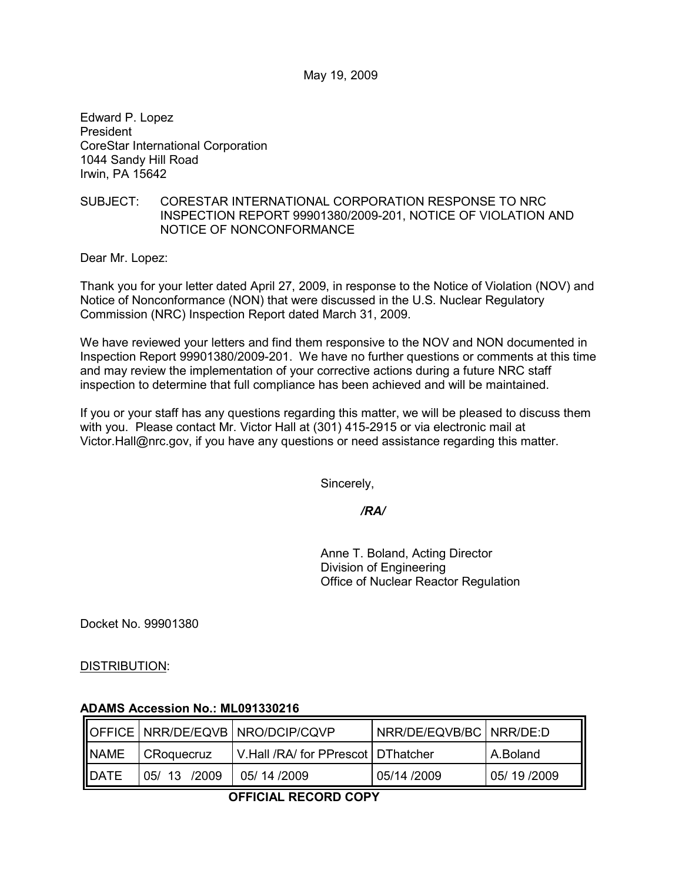May 19, 2009

Edward P. Lopez
President
CoreStar International Corporation
1044 Sandy Hill Road
Irwin, PA 15642

SUBJECT: CORESTAR INTERNATIONAL CORPORATION RESPONSE TO NRC INSPECTION REPORT 99901380/2009-201, NOTICE OF VIOLATION AND NOTICE OF NONCONFORMANCE

Dear Mr. Lopez:

Thank you for your letter dated April 27, 2009, in response to the Notice of Violation (NOV) and Notice of Nonconformance (NON) that were discussed in the U.S. Nuclear Regulatory Commission (NRC) Inspection Report dated March 31, 2009.

We have reviewed your letters and find them responsive to the NOV and NON documented in Inspection Report 99901380/2009-201. We have no further questions or comments at this time and may review the implementation of your corrective actions during a future NRC staff inspection to determine that full compliance has been achieved and will be maintained.

If you or your staff has any questions regarding this matter, we will be pleased to discuss them with you. Please contact Mr. Victor Hall at (301) 415-2915 or via electronic mail at Victor.Hall@nrc.gov, if you have any questions or need assistance regarding this matter.

Sincerely,

*/RA/*

Anne T. Boland, Acting Director
Division of Engineering
Office of Nuclear Reactor Regulation

Docket No. 99901380

DISTRIBUTION:

**ADAMS Accession No.: ML091330216**

| OFFICE | NRR/DE/EQVB | NRO/DCIP/CQVP | NRR/DE/EQVB/BC | NRR/DE:D |
|---|---|---|---|---|
| NAME | CRoquecruz | V.Hall /RA/ for PPrescot | DThatcher | A.Boland |
| DATE | 05/ 13 /2009 | 05/ 14 /2009 | 05/14 /2009 | 05/ 19 /2009 |

**OFFICIAL RECORD COPY**